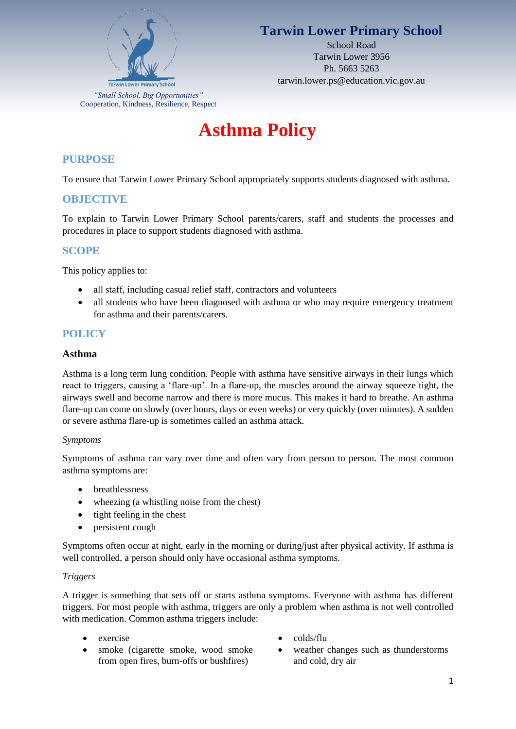**Tarwin Lower Primary School**

School Road
Tarwin Lower 3956
Ph. 5663 5263
tarwin.lower.ps@education.vic.gov.au

*"Small School, Big Opportunities"*
Cooperation, Kindness, Resilience, Respect

# Asthma Policy

## PURPOSE

To ensure that Tarwin Lower Primary School appropriately supports students diagnosed with asthma.

## OBJECTIVE

To explain to Tarwin Lower Primary School parents/carers, staff and students the processes and procedures in place to support students diagnosed with asthma.

## SCOPE

This policy applies to:

- all staff, including casual relief staff, contractors and volunteers
- all students who have been diagnosed with asthma or who may require emergency treatment for asthma and their parents/carers.

## POLICY

### Asthma

Asthma is a long term lung condition. People with asthma have sensitive airways in their lungs which react to triggers, causing a 'flare-up'. In a flare-up, the muscles around the airway squeeze tight, the airways swell and become narrow and there is more mucus. This makes it hard to breathe. An asthma flare-up can come on slowly (over hours, days or even weeks) or very quickly (over minutes). A sudden or severe asthma flare-up is sometimes called an asthma attack.

*Symptoms*

Symptoms of asthma can vary over time and often vary from person to person. The most common asthma symptoms are:

- breathlessness
- wheezing (a whistling noise from the chest)
- tight feeling in the chest
- persistent cough

Symptoms often occur at night, early in the morning or during/just after physical activity. If asthma is well controlled, a person should only have occasional asthma symptoms.

*Triggers*

A trigger is something that sets off or starts asthma symptoms. Everyone with asthma has different triggers. For most people with asthma, triggers are only a problem when asthma is not well controlled with medication. Common asthma triggers include:

- exercise
- smoke (cigarette smoke, wood smoke from open fires, burn-offs or bushfires)
- colds/flu
- weather changes such as thunderstorms and cold, dry air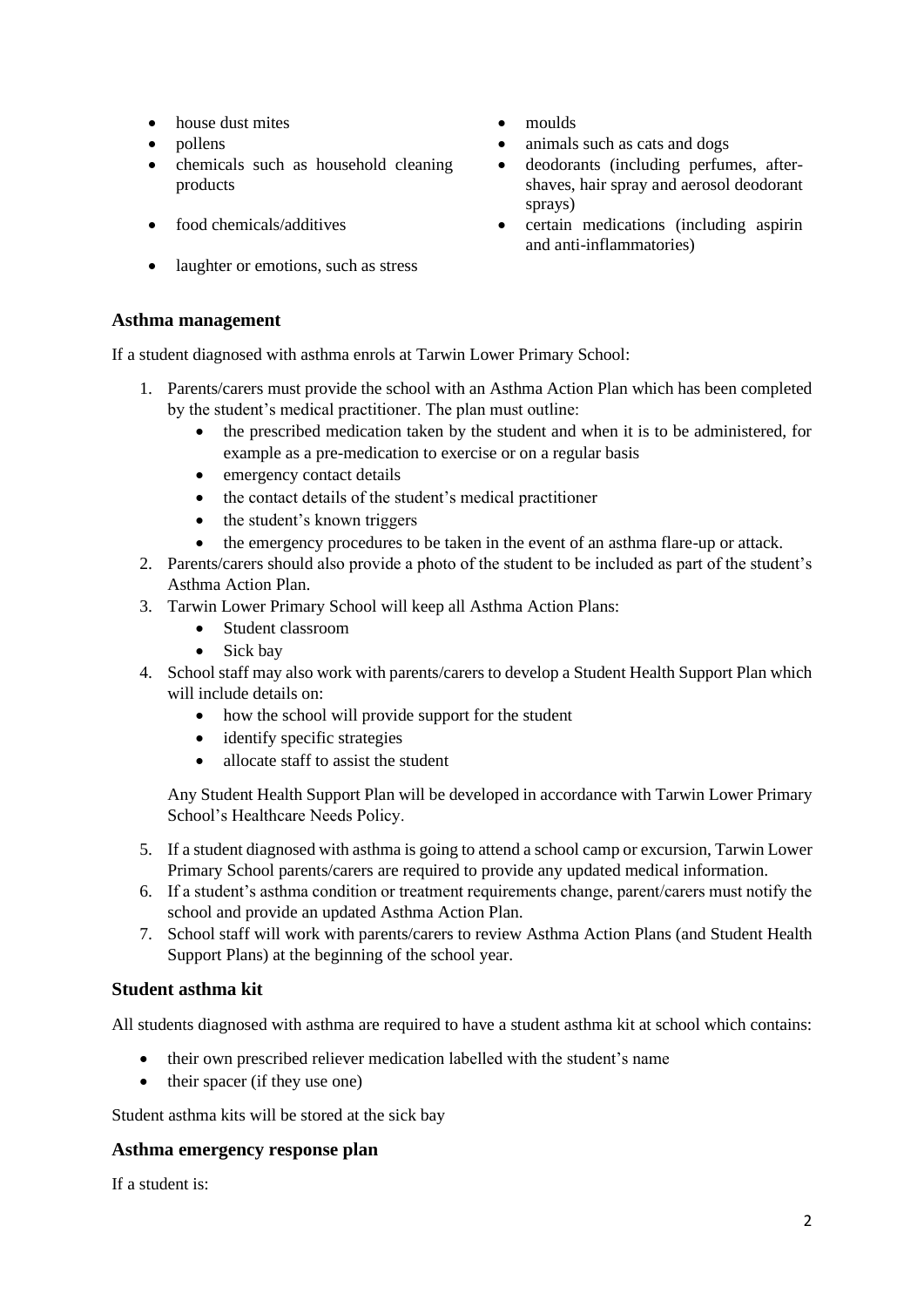- house dust mites
- pollens
- chemicals such as household cleaning products
- food chemicals/additives
- laughter or emotions, such as stress
- moulds
- animals such as cats and dogs
- deodorants (including perfumes, after-shaves, hair spray and aerosol deodorant sprays)
- certain medications (including aspirin and anti-inflammatories)

### Asthma management

If a student diagnosed with asthma enrols at Tarwin Lower Primary School:

1. Parents/carers must provide the school with an Asthma Action Plan which has been completed by the student's medical practitioner. The plan must outline:
   - the prescribed medication taken by the student and when it is to be administered, for example as a pre-medication to exercise or on a regular basis
   - emergency contact details
   - the contact details of the student's medical practitioner
   - the student's known triggers
   - the emergency procedures to be taken in the event of an asthma flare-up or attack.
2. Parents/carers should also provide a photo of the student to be included as part of the student's Asthma Action Plan.
3. Tarwin Lower Primary School will keep all Asthma Action Plans:
   - Student classroom
   - Sick bay
4. School staff may also work with parents/carers to develop a Student Health Support Plan which will include details on:
   - how the school will provide support for the student
   - identify specific strategies
   - allocate staff to assist the student

   Any Student Health Support Plan will be developed in accordance with Tarwin Lower Primary School's Healthcare Needs Policy.
5. If a student diagnosed with asthma is going to attend a school camp or excursion, Tarwin Lower Primary School parents/carers are required to provide any updated medical information.
6. If a student's asthma condition or treatment requirements change, parent/carers must notify the school and provide an updated Asthma Action Plan.
7. School staff will work with parents/carers to review Asthma Action Plans (and Student Health Support Plans) at the beginning of the school year.

### Student asthma kit

All students diagnosed with asthma are required to have a student asthma kit at school which contains:

- their own prescribed reliever medication labelled with the student's name
- their spacer (if they use one)

Student asthma kits will be stored at the sick bay

### Asthma emergency response plan

If a student is: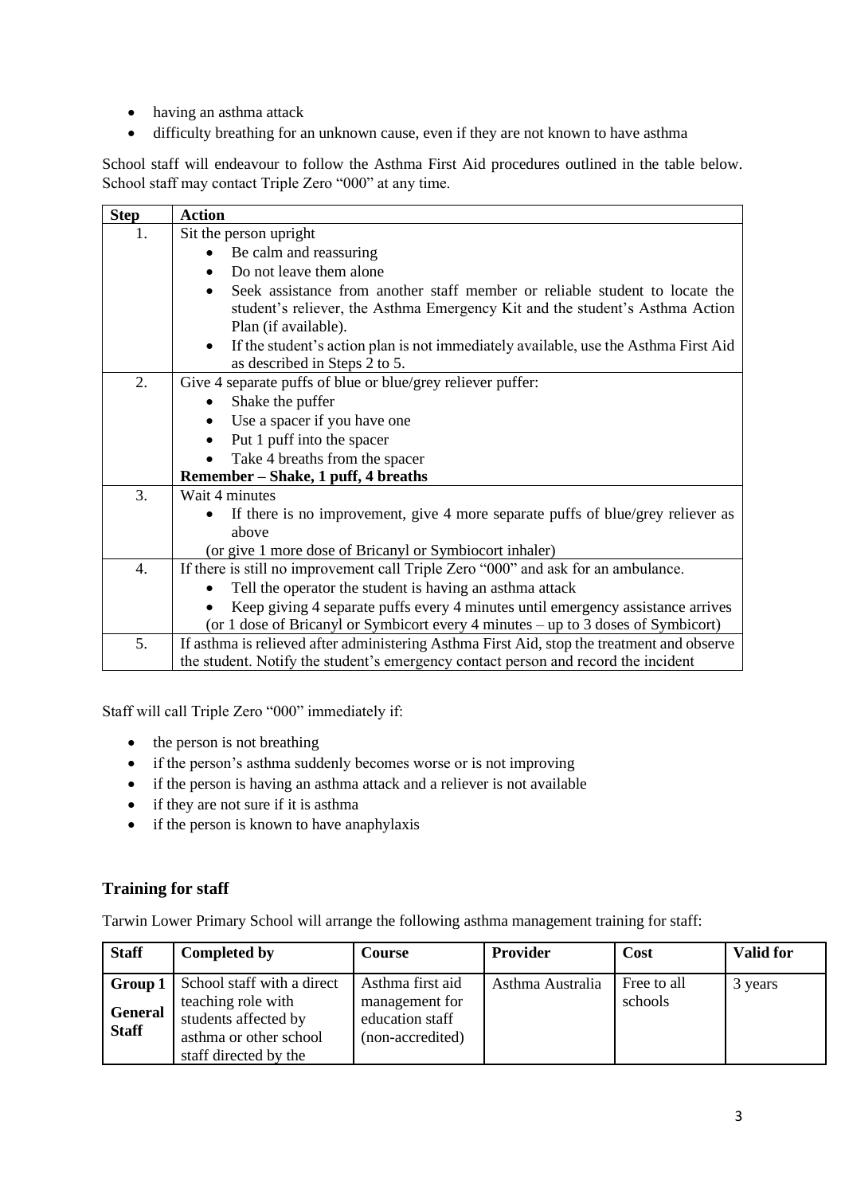- having an asthma attack
- difficulty breathing for an unknown cause, even if they are not known to have asthma

School staff will endeavour to follow the Asthma First Aid procedures outlined in the table below. School staff may contact Triple Zero "000" at any time.

| Step | Action |
|---|---|
| 1. | Sit the person upright<br>• Be calm and reassuring<br>• Do not leave them alone<br>• Seek assistance from another staff member or reliable student to locate the student's reliever, the Asthma Emergency Kit and the student's Asthma Action Plan (if available).<br>• If the student's action plan is not immediately available, use the Asthma First Aid as described in Steps 2 to 5. |
| 2. | Give 4 separate puffs of blue or blue/grey reliever puffer:<br>• Shake the puffer<br>• Use a spacer if you have one<br>• Put 1 puff into the spacer<br>• Take 4 breaths from the spacer<br>**Remember – Shake, 1 puff, 4 breaths** |
| 3. | Wait 4 minutes<br>• If there is no improvement, give 4 more separate puffs of blue/grey reliever as above<br>(or give 1 more dose of Bricanyl or Symbiocort inhaler) |
| 4. | If there is still no improvement call Triple Zero "000" and ask for an ambulance.<br>• Tell the operator the student is having an asthma attack<br>• Keep giving 4 separate puffs every 4 minutes until emergency assistance arrives<br>(or 1 dose of Bricanyl or Symbicort every 4 minutes – up to 3 doses of Symbicort) |
| 5. | If asthma is relieved after administering Asthma First Aid, stop the treatment and observe the student. Notify the student's emergency contact person and record the incident |

Staff will call Triple Zero "000" immediately if:

- the person is not breathing
- if the person's asthma suddenly becomes worse or is not improving
- if the person is having an asthma attack and a reliever is not available
- if they are not sure if it is asthma
- if the person is known to have anaphylaxis

### Training for staff

Tarwin Lower Primary School will arrange the following asthma management training for staff:

| Staff | Completed by | Course | Provider | Cost | Valid for |
|---|---|---|---|---|---|
| **Group 1**<br>**General Staff** | School staff with a direct teaching role with students affected by asthma or other school staff directed by the | Asthma first aid management for education staff (non-accredited) | Asthma Australia | Free to all schools | 3 years |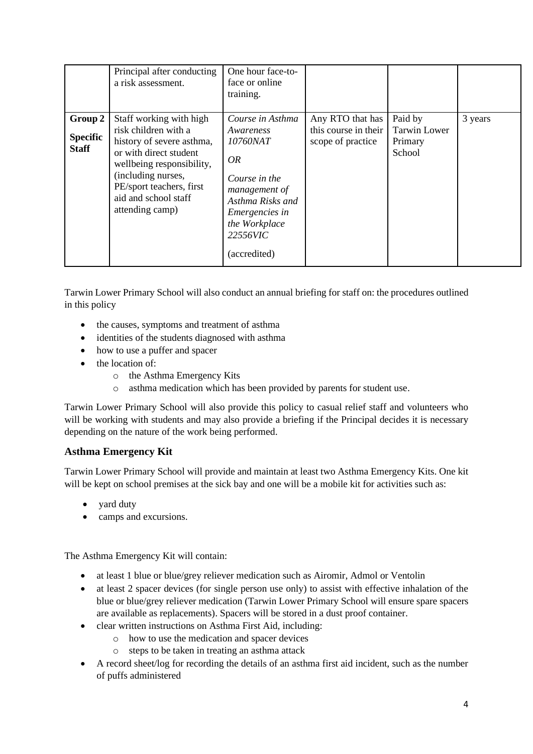|  | Principal after conducting a risk assessment. | One hour face-to-face or online training. |  |  |  |
|---|---|---|---|---|---|
| **Group 2 Specific Staff** | Staff working with high risk children with a history of severe asthma, or with direct student wellbeing responsibility, (including nurses, PE/sport teachers, first aid and school staff attending camp) | *Course in Asthma Awareness 10760NAT* *OR* *Course in the management of Asthma Risks and Emergencies in the Workplace 22556VIC* (accredited) | Any RTO that has this course in their scope of practice | Paid by Tarwin Lower Primary School | 3 years |

Tarwin Lower Primary School will also conduct an annual briefing for staff on: the procedures outlined in this policy

- the causes, symptoms and treatment of asthma
- identities of the students diagnosed with asthma
- how to use a puffer and spacer
- the location of:
  - the Asthma Emergency Kits
  - asthma medication which has been provided by parents for student use.

Tarwin Lower Primary School will also provide this policy to casual relief staff and volunteers who will be working with students and may also provide a briefing if the Principal decides it is necessary depending on the nature of the work being performed.

### Asthma Emergency Kit

Tarwin Lower Primary School will provide and maintain at least two Asthma Emergency Kits. One kit will be kept on school premises at the sick bay and one will be a mobile kit for activities such as:

- yard duty
- camps and excursions.

The Asthma Emergency Kit will contain:

- at least 1 blue or blue/grey reliever medication such as Airomir, Admol or Ventolin
- at least 2 spacer devices (for single person use only) to assist with effective inhalation of the blue or blue/grey reliever medication (Tarwin Lower Primary School will ensure spare spacers are available as replacements). Spacers will be stored in a dust proof container.
- clear written instructions on Asthma First Aid, including:
  - how to use the medication and spacer devices
  - steps to be taken in treating an asthma attack
- A record sheet/log for recording the details of an asthma first aid incident, such as the number of puffs administered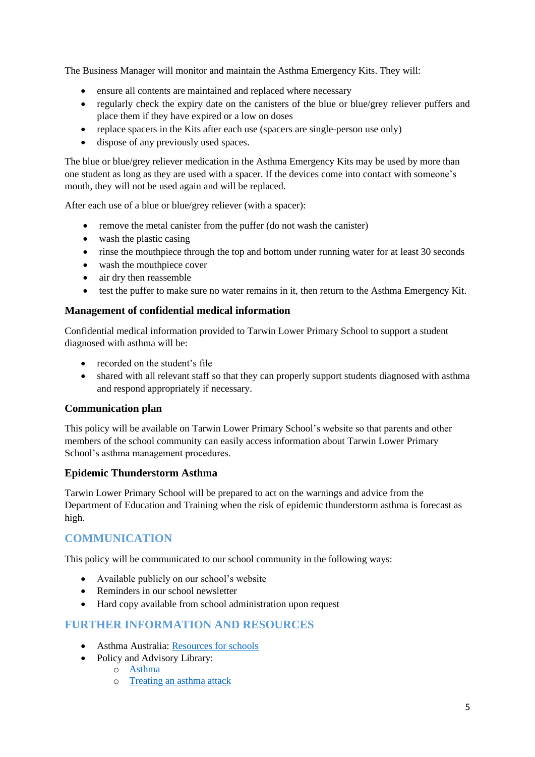The Business Manager will monitor and maintain the Asthma Emergency Kits. They will:

- ensure all contents are maintained and replaced where necessary
- regularly check the expiry date on the canisters of the blue or blue/grey reliever puffers and place them if they have expired or a low on doses
- replace spacers in the Kits after each use (spacers are single-person use only)
- dispose of any previously used spaces.

The blue or blue/grey reliever medication in the Asthma Emergency Kits may be used by more than one student as long as they are used with a spacer. If the devices come into contact with someone's mouth, they will not be used again and will be replaced.

After each use of a blue or blue/grey reliever (with a spacer):

- remove the metal canister from the puffer (do not wash the canister)
- wash the plastic casing
- rinse the mouthpiece through the top and bottom under running water for at least 30 seconds
- wash the mouthpiece cover
- air dry then reassemble
- test the puffer to make sure no water remains in it, then return to the Asthma Emergency Kit.

### Management of confidential medical information

Confidential medical information provided to Tarwin Lower Primary School to support a student diagnosed with asthma will be:

- recorded on the student's file
- shared with all relevant staff so that they can properly support students diagnosed with asthma and respond appropriately if necessary.

### Communication plan

This policy will be available on Tarwin Lower Primary School's website so that parents and other members of the school community can easily access information about Tarwin Lower Primary School's asthma management procedures.

### Epidemic Thunderstorm Asthma

Tarwin Lower Primary School will be prepared to act on the warnings and advice from the Department of Education and Training when the risk of epidemic thunderstorm asthma is forecast as high.

## COMMUNICATION

This policy will be communicated to our school community in the following ways:

- Available publicly on our school's website
- Reminders in our school newsletter
- Hard copy available from school administration upon request

## FURTHER INFORMATION AND RESOURCES

- Asthma Australia: Resources for schools
- Policy and Advisory Library:
  - Asthma
  - Treating an asthma attack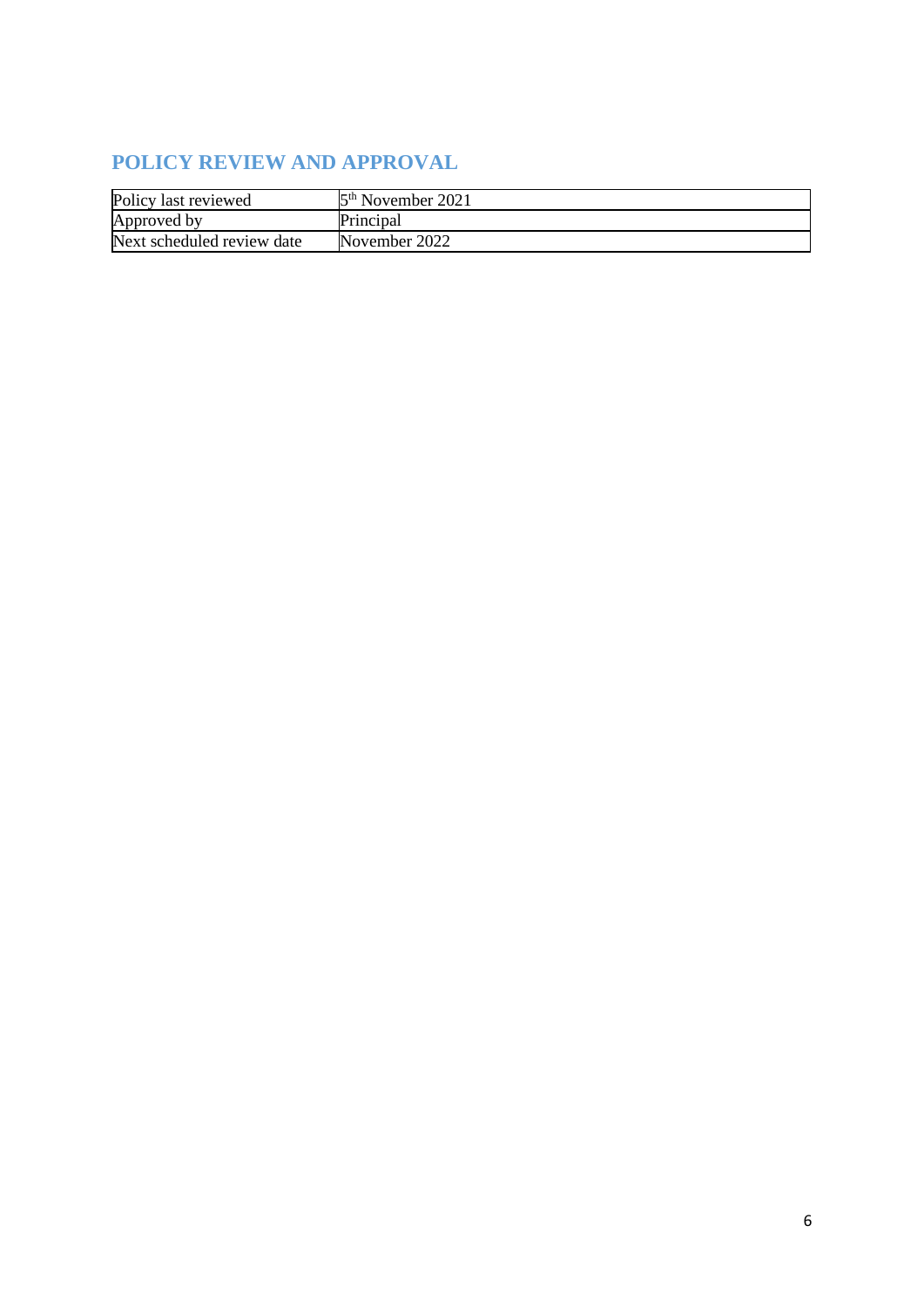## POLICY REVIEW AND APPROVAL

| | |
|---|---|
| Policy last reviewed | 5th November 2021 |
| Approved by | Principal |
| Next scheduled review date | November 2022 |